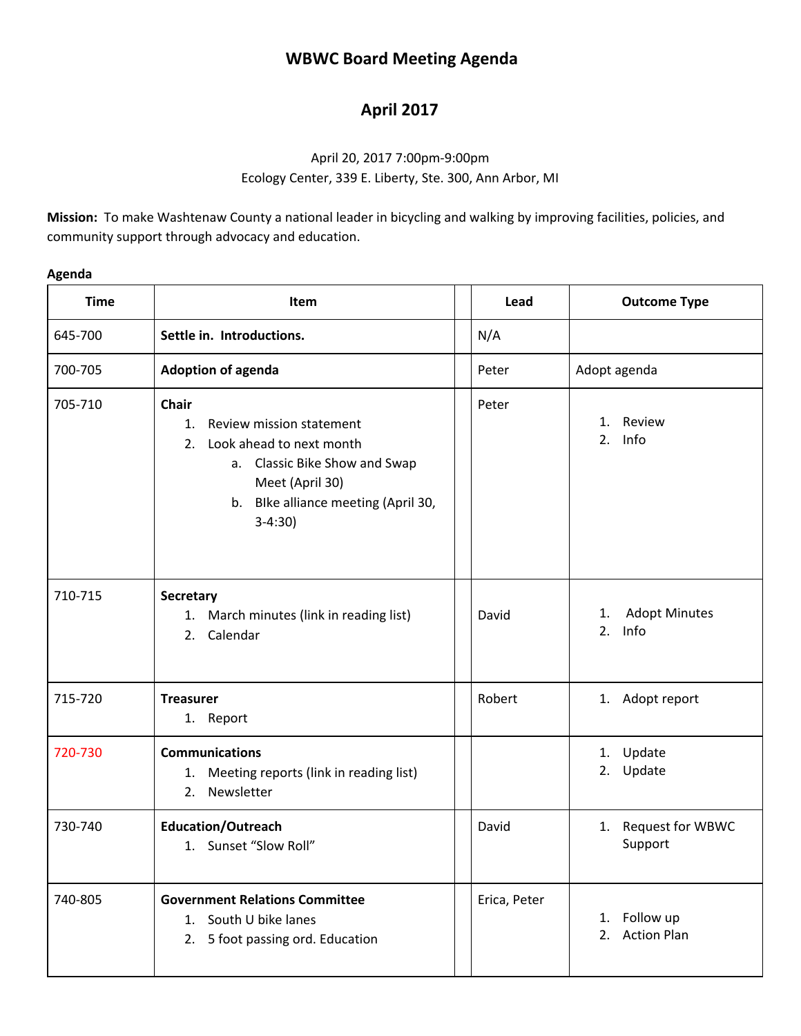# WBWC Board Meeting Agenda

## April 2017

April 20, 2017 7:00pm-9:00pm
Ecology Center, 339 E. Liberty, Ste. 300, Ann Arbor, MI

**Mission:** To make Washtenaw County a national leader in bicycling and walking by improving facilities, policies, and community support through advocacy and education.

**Agenda**

| Time | Item | | Lead | Outcome Type |
|---|---|---|---|---|
| 645-700 | **Settle in. Introductions.** | | N/A | |
| 700-705 | **Adoption of agenda** | | Peter | Adopt agenda |
| 705-710 | **Chair**<br>1. Review mission statement<br>2. Look ahead to next month<br>a. Classic Bike Show and Swap Meet (April 30)<br>b. BIke alliance meeting (April 30, 3-4:30) | | Peter | 1. Review<br>2. Info |
| 710-715 | **Secretary**<br>1. March minutes (link in reading list)<br>2. Calendar | | David | 1. Adopt Minutes<br>2. Info |
| 715-720 | **Treasurer**<br>1. Report | | Robert | 1. Adopt report |
| 720-730 | **Communications**<br>1. Meeting reports (link in reading list)<br>2. Newsletter | | | 1. Update<br>2. Update |
| 730-740 | **Education/Outreach**<br>1. Sunset "Slow Roll" | | David | 1. Request for WBWC Support |
| 740-805 | **Government Relations Committee**<br>1. South U bike lanes<br>2. 5 foot passing ord. Education | | Erica, Peter | 1. Follow up<br>2. Action Plan |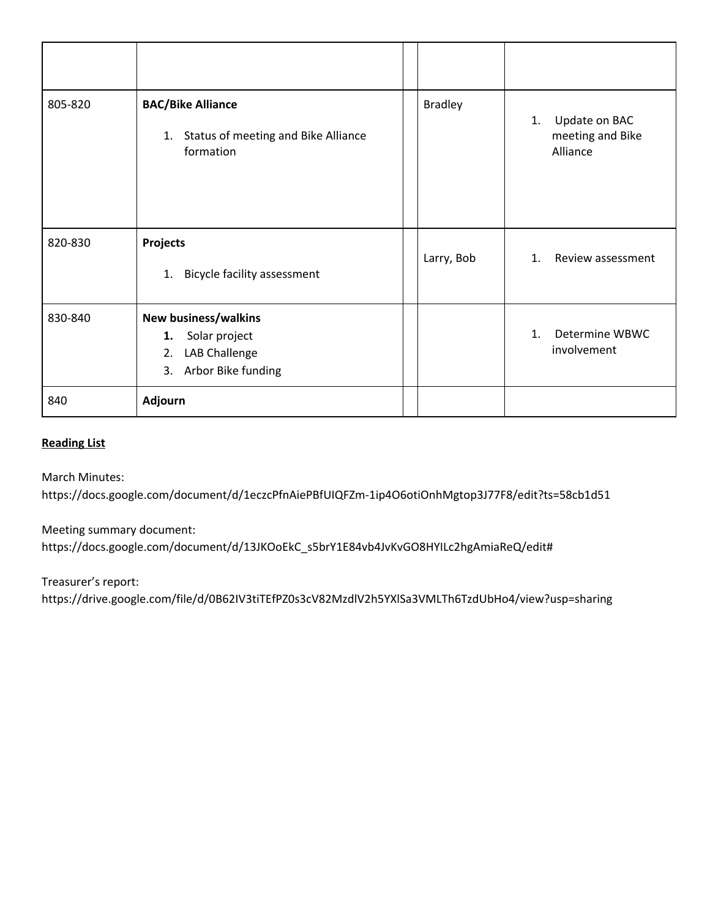| | | | | |
|---|---|---|---|---|
| | | | | |
| 805-820 | **BAC/Bike Alliance**<br>1. Status of meeting and Bike Alliance formation | | Bradley | 1. Update on BAC meeting and Bike Alliance |
| 820-830 | **Projects**<br>1. Bicycle facility assessment | | Larry, Bob | 1. Review assessment |
| 830-840 | **New business/walkins**<br>**1.** Solar project<br>2. LAB Challenge<br>3. Arbor Bike funding | | | 1. Determine WBWC involvement |
| 840 | **Adjourn** | | | |

**Reading List**

March Minutes:
https://docs.google.com/document/d/1eczcPfnAiePBfUIQFZm-1ip4O6otiOnhMgtop3J77F8/edit?ts=58cb1d51

Meeting summary document:
https://docs.google.com/document/d/13JKOoEkC_s5brY1E84vb4JvKvGO8HYILc2hgAmiaReQ/edit#

Treasurer's report:
https://drive.google.com/file/d/0B62IV3tiTEfPZ0s3cV82MzdlV2h5YXlSa3VMLTh6TzdUbHo4/view?usp=sharing